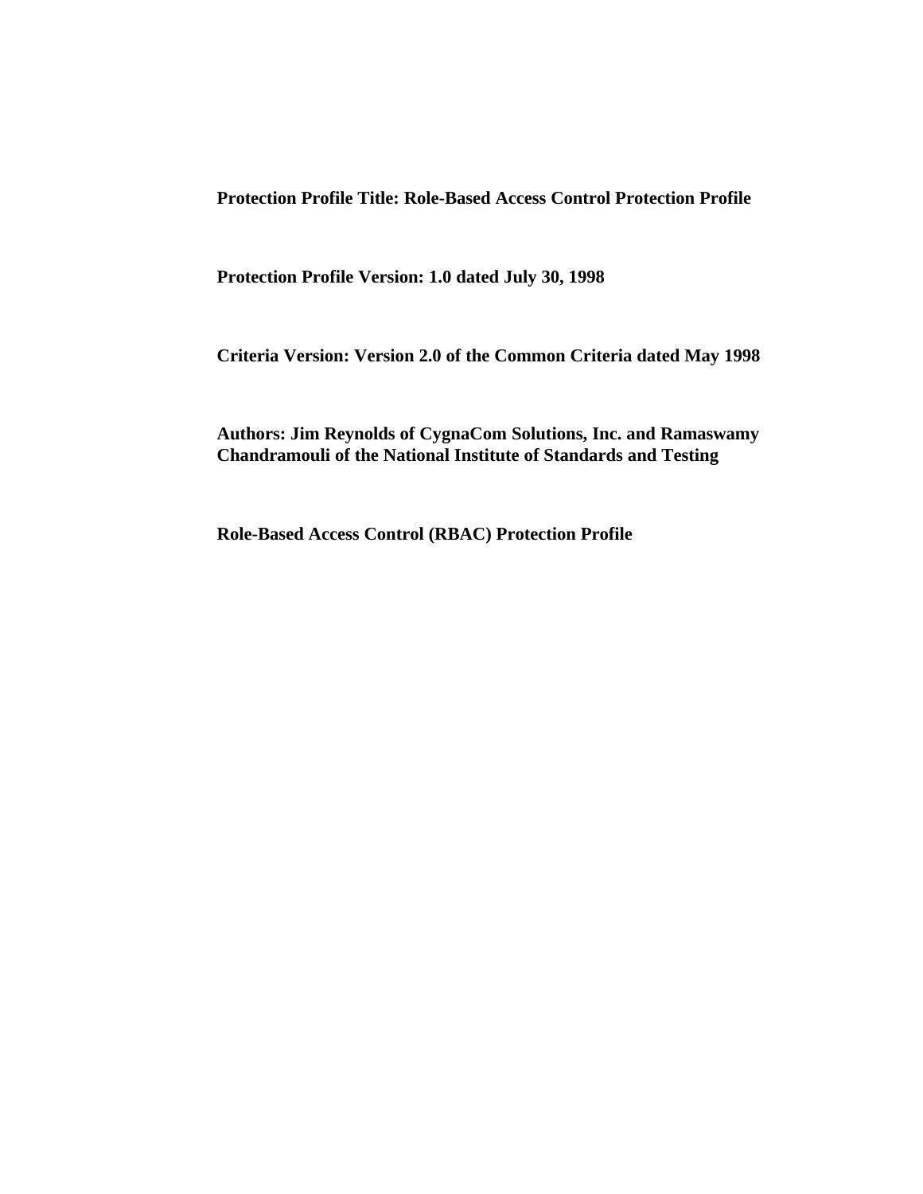**Protection Profile Title: Role-Based Access Control Protection Profile**

**Protection Profile Version: 1.0 dated July 30, 1998**

**Criteria Version: Version 2.0 of the Common Criteria dated May 1998**

**Authors: Jim Reynolds of CygnaCom Solutions, Inc. and Ramaswamy Chandramouli of the National Institute of Standards and Testing**

**Role-Based Access Control (RBAC) Protection Profile**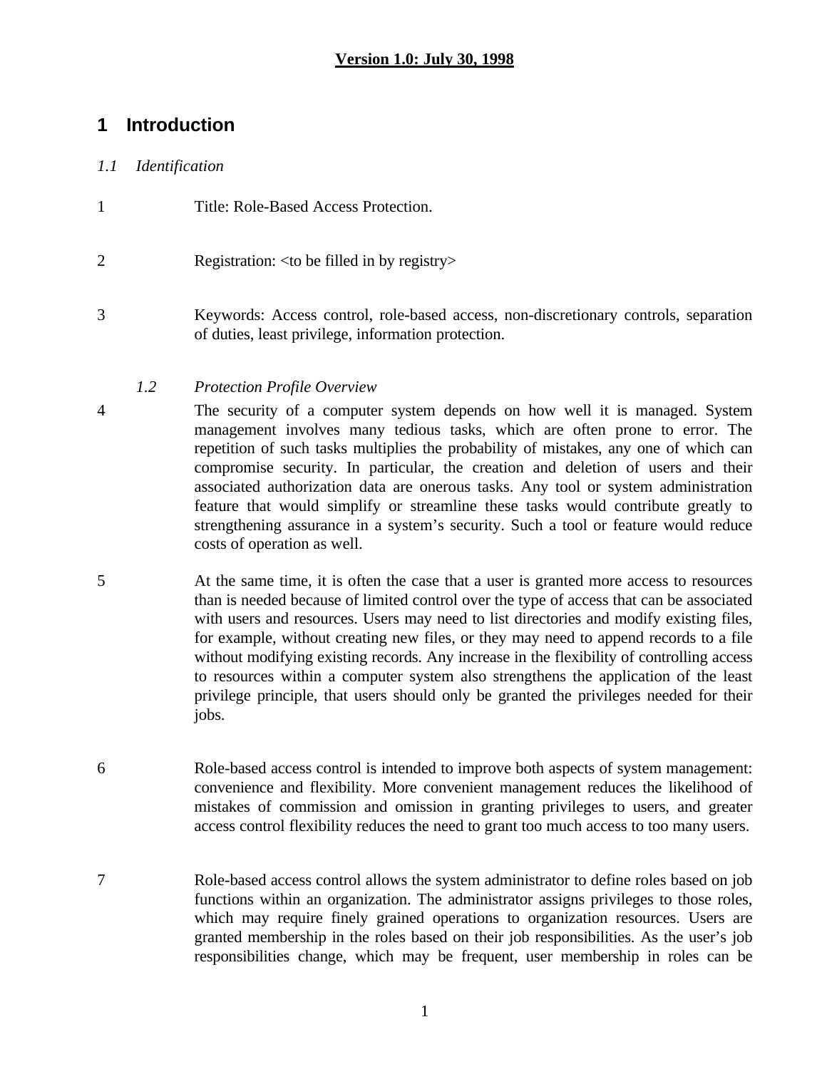**Version 1.0: July 30, 1998**

# 1 Introduction

## *1.1 Identification*

1 Title: Role-Based Access Protection.

2 Registration: <to be filled in by registry>

3 Keywords: Access control, role-based access, non-discretionary controls, separation of duties, least privilege, information protection.

## *1.2 Protection Profile Overview*

4 The security of a computer system depends on how well it is managed. System management involves many tedious tasks, which are often prone to error. The repetition of such tasks multiplies the probability of mistakes, any one of which can compromise security. In particular, the creation and deletion of users and their associated authorization data are onerous tasks. Any tool or system administration feature that would simplify or streamline these tasks would contribute greatly to strengthening assurance in a system's security. Such a tool or feature would reduce costs of operation as well.

5 At the same time, it is often the case that a user is granted more access to resources than is needed because of limited control over the type of access that can be associated with users and resources. Users may need to list directories and modify existing files, for example, without creating new files, or they may need to append records to a file without modifying existing records. Any increase in the flexibility of controlling access to resources within a computer system also strengthens the application of the least privilege principle, that users should only be granted the privileges needed for their jobs.

6 Role-based access control is intended to improve both aspects of system management: convenience and flexibility. More convenient management reduces the likelihood of mistakes of commission and omission in granting privileges to users, and greater access control flexibility reduces the need to grant too much access to too many users.

7 Role-based access control allows the system administrator to define roles based on job functions within an organization. The administrator assigns privileges to those roles, which may require finely grained operations to organization resources. Users are granted membership in the roles based on their job responsibilities. As the user's job responsibilities change, which may be frequent, user membership in roles can be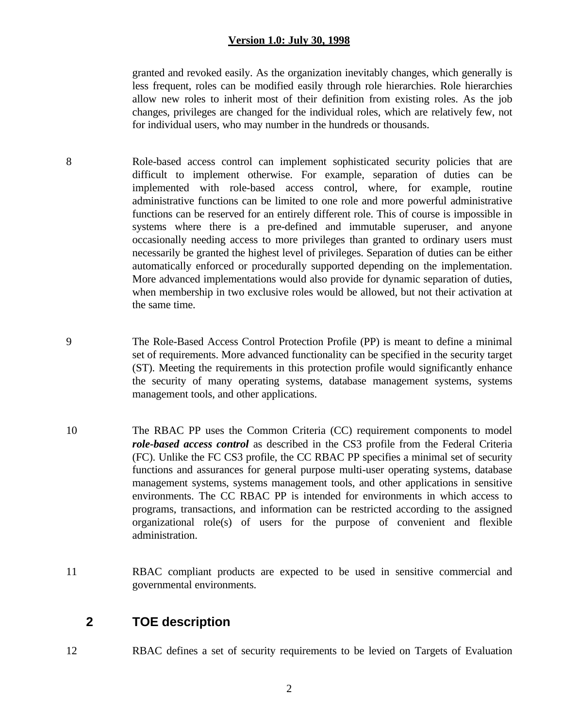granted and revoked easily. As the organization inevitably changes, which generally is less frequent, roles can be modified easily through role hierarchies. Role hierarchies allow new roles to inherit most of their definition from existing roles. As the job changes, privileges are changed for the individual roles, which are relatively few, not for individual users, who may number in the hundreds or thousands.

8 Role-based access control can implement sophisticated security policies that are difficult to implement otherwise. For example, separation of duties can be implemented with role-based access control, where, for example, routine administrative functions can be limited to one role and more powerful administrative functions can be reserved for an entirely different role. This of course is impossible in systems where there is a pre-defined and immutable superuser, and anyone occasionally needing access to more privileges than granted to ordinary users must necessarily be granted the highest level of privileges. Separation of duties can be either automatically enforced or procedurally supported depending on the implementation. More advanced implementations would also provide for dynamic separation of duties, when membership in two exclusive roles would be allowed, but not their activation at the same time.

9 The Role-Based Access Control Protection Profile (PP) is meant to define a minimal set of requirements. More advanced functionality can be specified in the security target (ST). Meeting the requirements in this protection profile would significantly enhance the security of many operating systems, database management systems, systems management tools, and other applications.

10 The RBAC PP uses the Common Criteria (CC) requirement components to model ***role-based access control*** as described in the CS3 profile from the Federal Criteria (FC). Unlike the FC CS3 profile, the CC RBAC PP specifies a minimal set of security functions and assurances for general purpose multi-user operating systems, database management systems, systems management tools, and other applications in sensitive environments. The CC RBAC PP is intended for environments in which access to programs, transactions, and information can be restricted according to the assigned organizational role(s) of users for the purpose of convenient and flexible administration.

11 RBAC compliant products are expected to be used in sensitive commercial and governmental environments.

## 2 TOE description

12 RBAC defines a set of security requirements to be levied on Targets of Evaluation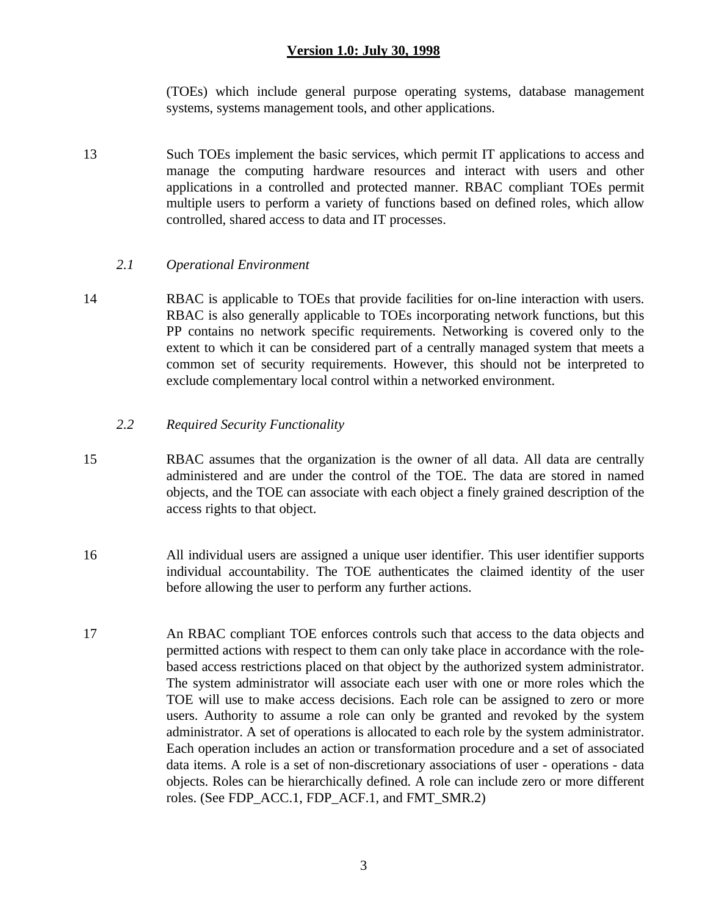(TOEs) which include general purpose operating systems, database management systems, systems management tools, and other applications.

13 Such TOEs implement the basic services, which permit IT applications to access and manage the computing hardware resources and interact with users and other applications in a controlled and protected manner. RBAC compliant TOEs permit multiple users to perform a variety of functions based on defined roles, which allow controlled, shared access to data and IT processes.

### *2.1 Operational Environment*

14 RBAC is applicable to TOEs that provide facilities for on-line interaction with users. RBAC is also generally applicable to TOEs incorporating network functions, but this PP contains no network specific requirements. Networking is covered only to the extent to which it can be considered part of a centrally managed system that meets a common set of security requirements. However, this should not be interpreted to exclude complementary local control within a networked environment.

### *2.2 Required Security Functionality*

15 RBAC assumes that the organization is the owner of all data. All data are centrally administered and are under the control of the TOE. The data are stored in named objects, and the TOE can associate with each object a finely grained description of the access rights to that object.

16 All individual users are assigned a unique user identifier. This user identifier supports individual accountability. The TOE authenticates the claimed identity of the user before allowing the user to perform any further actions.

17 An RBAC compliant TOE enforces controls such that access to the data objects and permitted actions with respect to them can only take place in accordance with the role-based access restrictions placed on that object by the authorized system administrator. The system administrator will associate each user with one or more roles which the TOE will use to make access decisions. Each role can be assigned to zero or more users. Authority to assume a role can only be granted and revoked by the system administrator. A set of operations is allocated to each role by the system administrator. Each operation includes an action or transformation procedure and a set of associated data items. A role is a set of non-discretionary associations of user - operations - data objects. Roles can be hierarchically defined. A role can include zero or more different roles. (See FDP_ACC.1, FDP_ACF.1, and FMT_SMR.2)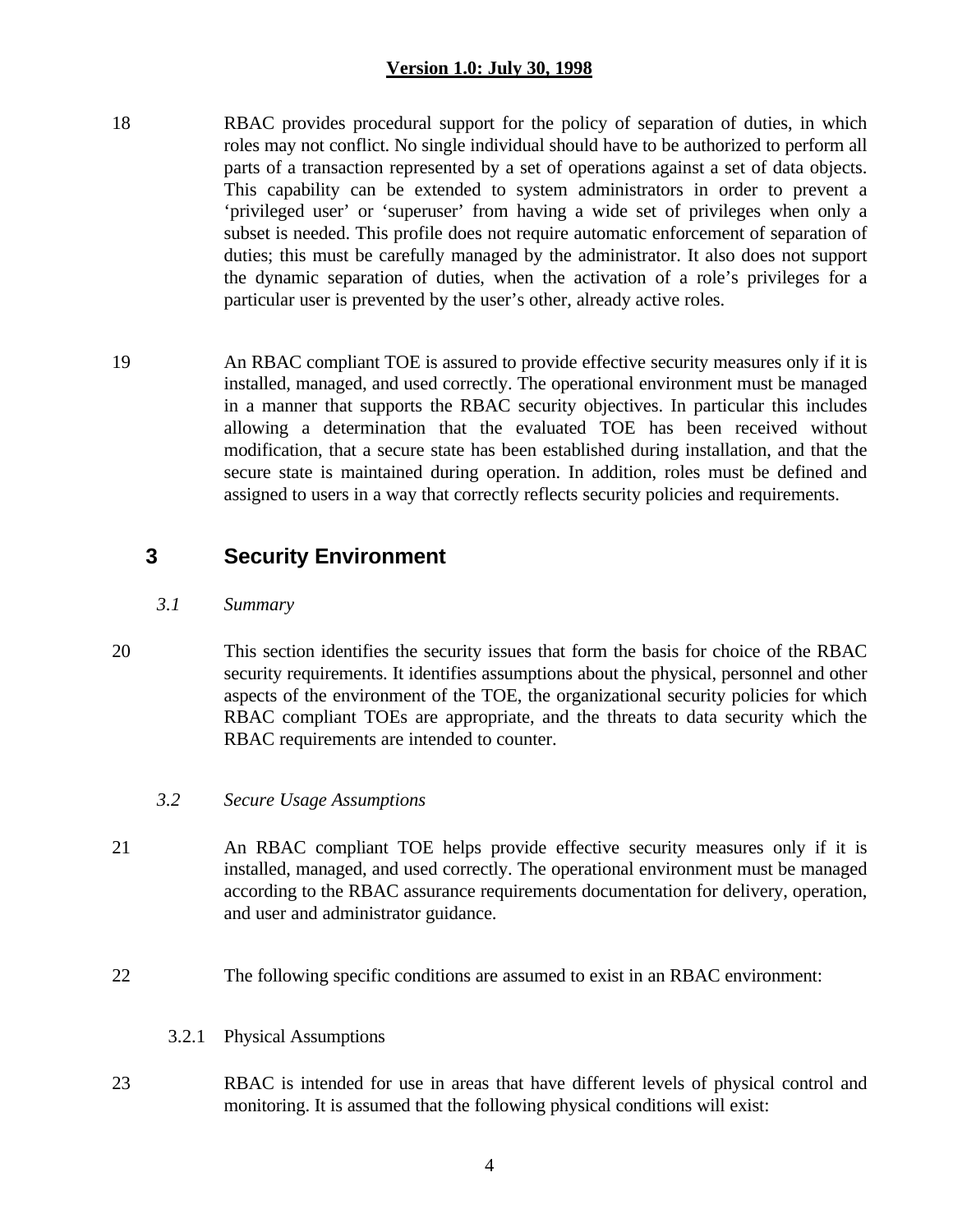18 RBAC provides procedural support for the policy of separation of duties, in which roles may not conflict. No single individual should have to be authorized to perform all parts of a transaction represented by a set of operations against a set of data objects. This capability can be extended to system administrators in order to prevent a 'privileged user' or 'superuser' from having a wide set of privileges when only a subset is needed. This profile does not require automatic enforcement of separation of duties; this must be carefully managed by the administrator. It also does not support the dynamic separation of duties, when the activation of a role's privileges for a particular user is prevented by the user's other, already active roles.

19 An RBAC compliant TOE is assured to provide effective security measures only if it is installed, managed, and used correctly. The operational environment must be managed in a manner that supports the RBAC security objectives. In particular this includes allowing a determination that the evaluated TOE has been received without modification, that a secure state has been established during installation, and that the secure state is maintained during operation. In addition, roles must be defined and assigned to users in a way that correctly reflects security policies and requirements.

# 3 Security Environment

## *3.1 Summary*

20 This section identifies the security issues that form the basis for choice of the RBAC security requirements. It identifies assumptions about the physical, personnel and other aspects of the environment of the TOE, the organizational security policies for which RBAC compliant TOEs are appropriate, and the threats to data security which the RBAC requirements are intended to counter.

## *3.2 Secure Usage Assumptions*

21 An RBAC compliant TOE helps provide effective security measures only if it is installed, managed, and used correctly. The operational environment must be managed according to the RBAC assurance requirements documentation for delivery, operation, and user and administrator guidance.

22 The following specific conditions are assumed to exist in an RBAC environment:

### 3.2.1 Physical Assumptions

23 RBAC is intended for use in areas that have different levels of physical control and monitoring. It is assumed that the following physical conditions will exist: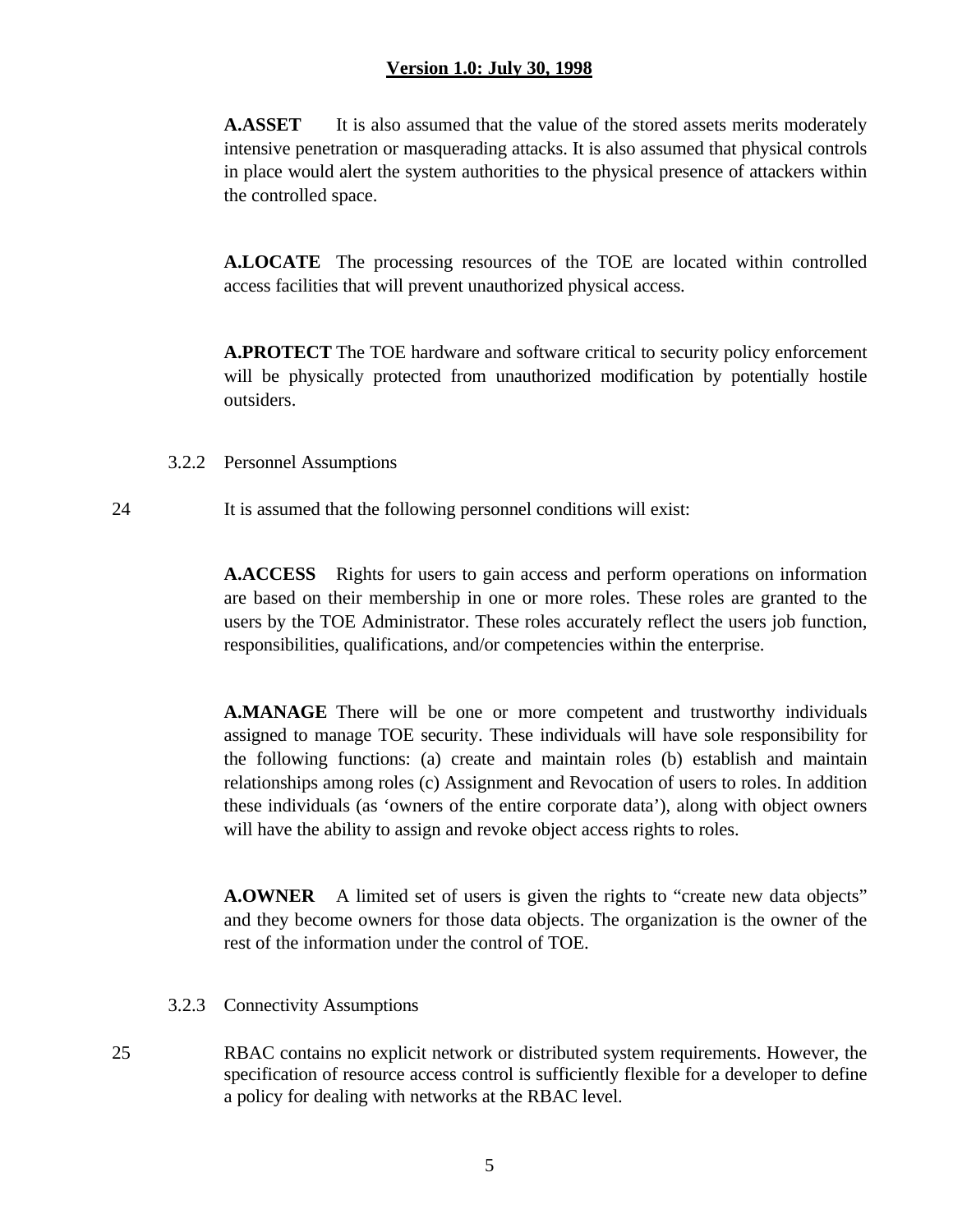**A.ASSET** It is also assumed that the value of the stored assets merits moderately intensive penetration or masquerading attacks. It is also assumed that physical controls in place would alert the system authorities to the physical presence of attackers within the controlled space.

**A.LOCATE** The processing resources of the TOE are located within controlled access facilities that will prevent unauthorized physical access.

**A.PROTECT** The TOE hardware and software critical to security policy enforcement will be physically protected from unauthorized modification by potentially hostile outsiders.

### 3.2.2 Personnel Assumptions

24 It is assumed that the following personnel conditions will exist:

**A.ACCESS** Rights for users to gain access and perform operations on information are based on their membership in one or more roles. These roles are granted to the users by the TOE Administrator. These roles accurately reflect the users job function, responsibilities, qualifications, and/or competencies within the enterprise.

**A.MANAGE** There will be one or more competent and trustworthy individuals assigned to manage TOE security. These individuals will have sole responsibility for the following functions: (a) create and maintain roles (b) establish and maintain relationships among roles (c) Assignment and Revocation of users to roles. In addition these individuals (as 'owners of the entire corporate data'), along with object owners will have the ability to assign and revoke object access rights to roles.

**A.OWNER** A limited set of users is given the rights to "create new data objects" and they become owners for those data objects. The organization is the owner of the rest of the information under the control of TOE.

### 3.2.3 Connectivity Assumptions

25 RBAC contains no explicit network or distributed system requirements. However, the specification of resource access control is sufficiently flexible for a developer to define a policy for dealing with networks at the RBAC level.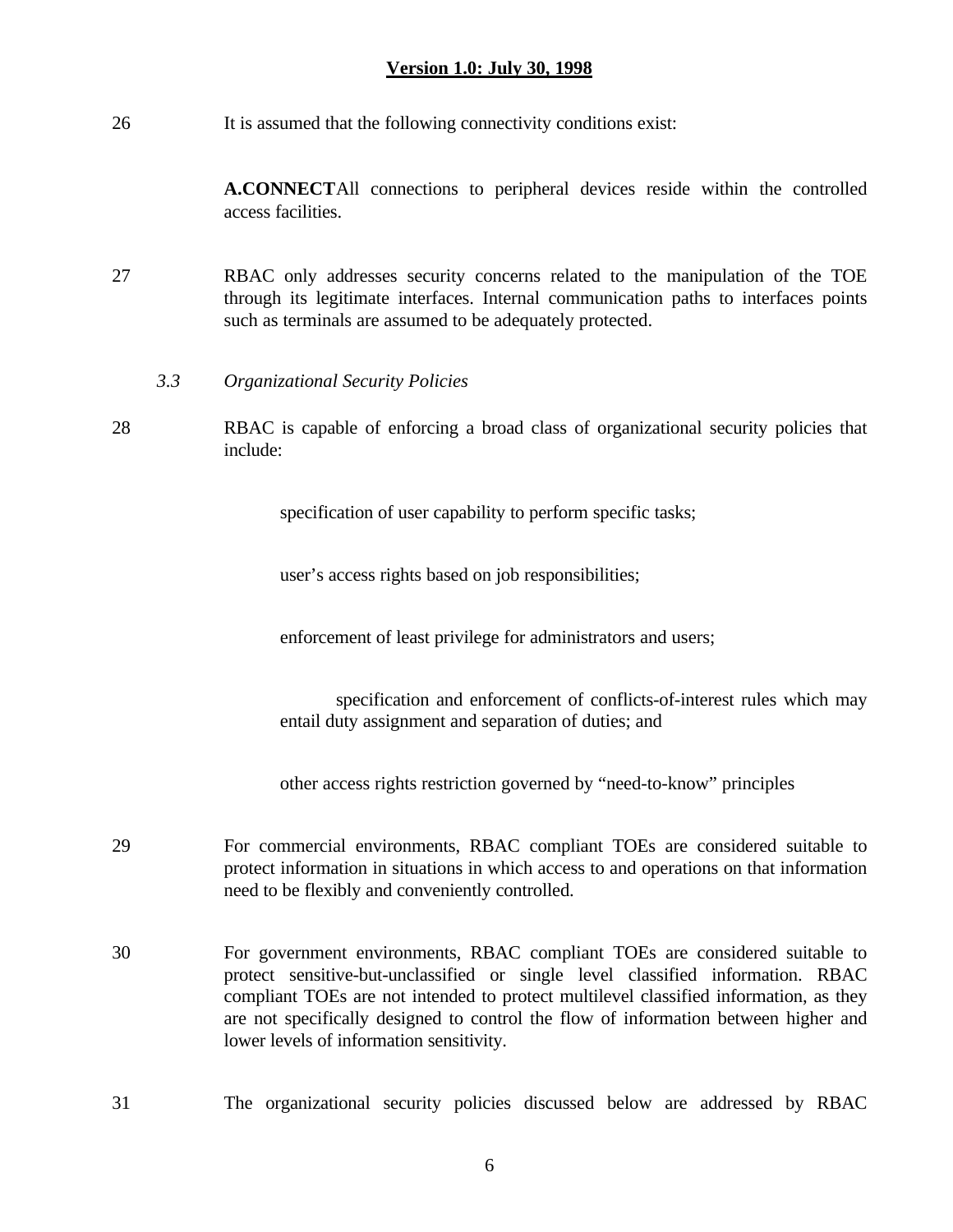26 It is assumed that the following connectivity conditions exist:

**A.CONNECT** All connections to peripheral devices reside within the controlled access facilities.

27 RBAC only addresses security concerns related to the manipulation of the TOE through its legitimate interfaces. Internal communication paths to interfaces points such as terminals are assumed to be adequately protected.

### *3.3 Organizational Security Policies*

28 RBAC is capable of enforcing a broad class of organizational security policies that include:

- specification of user capability to perform specific tasks;
- user's access rights based on job responsibilities;
- enforcement of least privilege for administrators and users;
- specification and enforcement of conflicts-of-interest rules which may entail duty assignment and separation of duties; and
- other access rights restriction governed by "need-to-know" principles

29 For commercial environments, RBAC compliant TOEs are considered suitable to protect information in situations in which access to and operations on that information need to be flexibly and conveniently controlled.

30 For government environments, RBAC compliant TOEs are considered suitable to protect sensitive-but-unclassified or single level classified information. RBAC compliant TOEs are not intended to protect multilevel classified information, as they are not specifically designed to control the flow of information between higher and lower levels of information sensitivity.

31 The organizational security policies discussed below are addressed by RBAC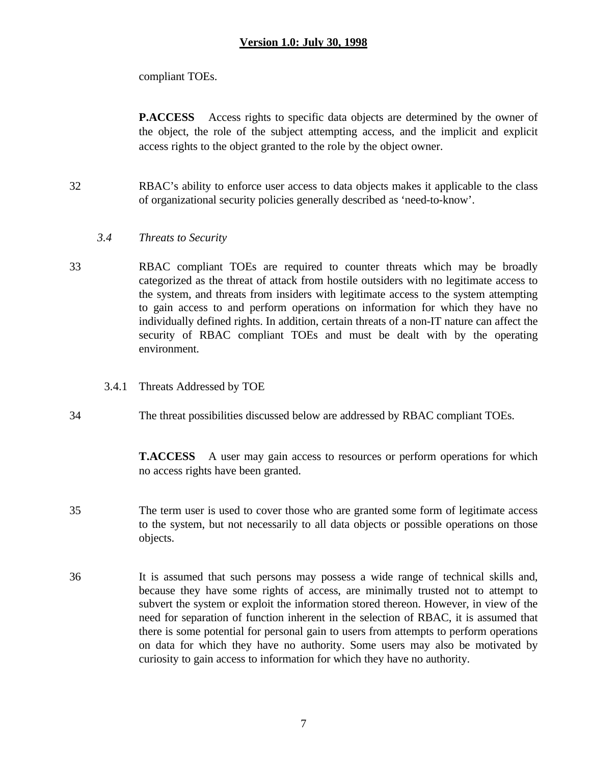compliant TOEs.

**P.ACCESS** Access rights to specific data objects are determined by the owner of the object, the role of the subject attempting access, and the implicit and explicit access rights to the object granted to the role by the object owner.

32 RBAC's ability to enforce user access to data objects makes it applicable to the class of organizational security policies generally described as 'need-to-know'.

### *3.4 Threats to Security*

33 RBAC compliant TOEs are required to counter threats which may be broadly categorized as the threat of attack from hostile outsiders with no legitimate access to the system, and threats from insiders with legitimate access to the system attempting to gain access to and perform operations on information for which they have no individually defined rights. In addition, certain threats of a non-IT nature can affect the security of RBAC compliant TOEs and must be dealt with by the operating environment.

#### 3.4.1 Threats Addressed by TOE

34 The threat possibilities discussed below are addressed by RBAC compliant TOEs.

**T.ACCESS** A user may gain access to resources or perform operations for which no access rights have been granted.

35 The term user is used to cover those who are granted some form of legitimate access to the system, but not necessarily to all data objects or possible operations on those objects.

36 It is assumed that such persons may possess a wide range of technical skills and, because they have some rights of access, are minimally trusted not to attempt to subvert the system or exploit the information stored thereon. However, in view of the need for separation of function inherent in the selection of RBAC, it is assumed that there is some potential for personal gain to users from attempts to perform operations on data for which they have no authority. Some users may also be motivated by curiosity to gain access to information for which they have no authority.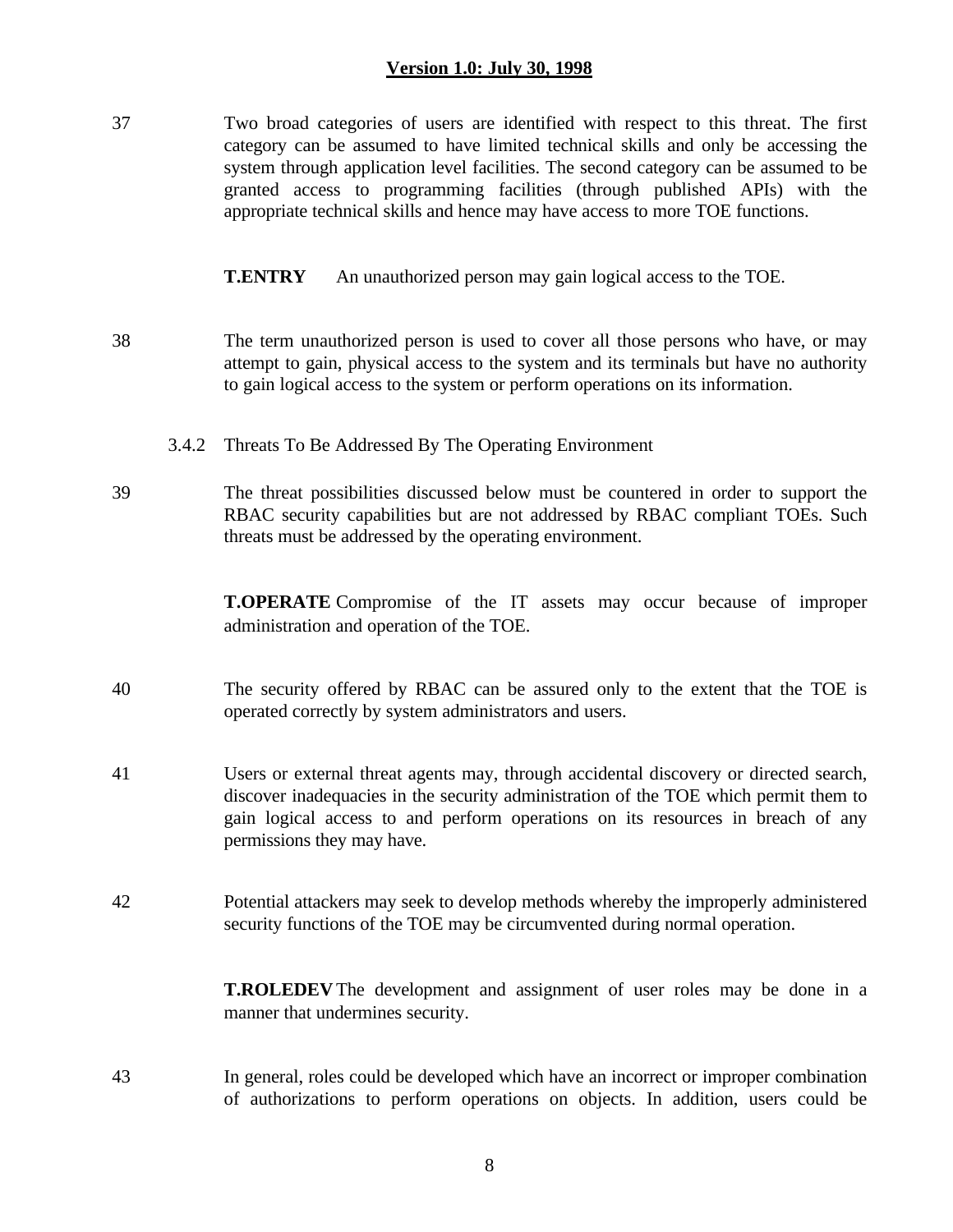37 Two broad categories of users are identified with respect to this threat. The first category can be assumed to have limited technical skills and only be accessing the system through application level facilities. The second category can be assumed to be granted access to programming facilities (through published APIs) with the appropriate technical skills and hence may have access to more TOE functions.

**T.ENTRY** An unauthorized person may gain logical access to the TOE.

38 The term unauthorized person is used to cover all those persons who have, or may attempt to gain, physical access to the system and its terminals but have no authority to gain logical access to the system or perform operations on its information.

### 3.4.2 Threats To Be Addressed By The Operating Environment

39 The threat possibilities discussed below must be countered in order to support the RBAC security capabilities but are not addressed by RBAC compliant TOEs. Such threats must be addressed by the operating environment.

**T.OPERATE** Compromise of the IT assets may occur because of improper administration and operation of the TOE.

40 The security offered by RBAC can be assured only to the extent that the TOE is operated correctly by system administrators and users.

41 Users or external threat agents may, through accidental discovery or directed search, discover inadequacies in the security administration of the TOE which permit them to gain logical access to and perform operations on its resources in breach of any permissions they may have.

42 Potential attackers may seek to develop methods whereby the improperly administered security functions of the TOE may be circumvented during normal operation.

**T.ROLEDEV** The development and assignment of user roles may be done in a manner that undermines security.

43 In general, roles could be developed which have an incorrect or improper combination of authorizations to perform operations on objects. In addition, users could be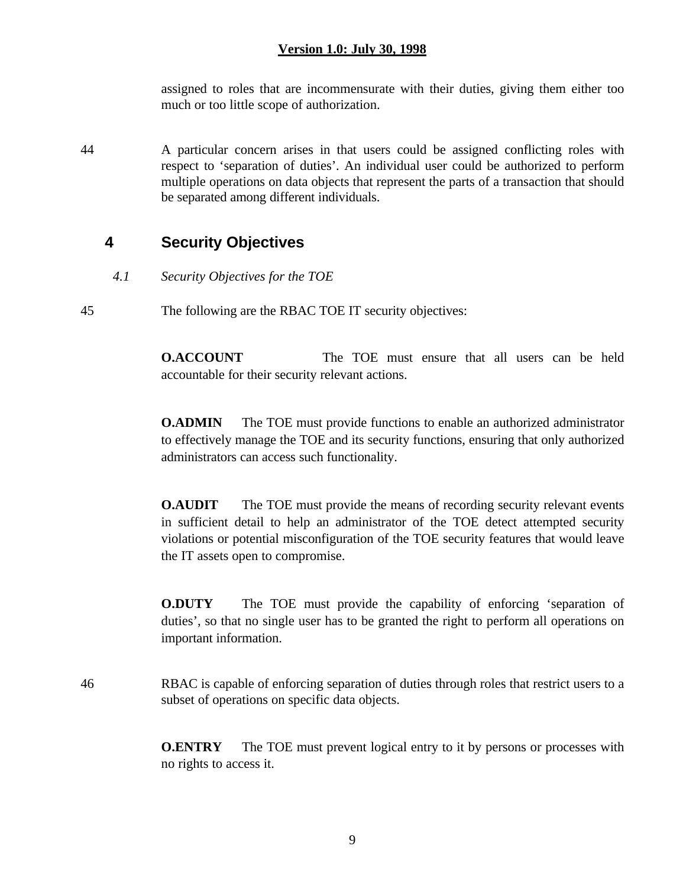assigned to roles that are incommensurate with their duties, giving them either too much or too little scope of authorization.

44 A particular concern arises in that users could be assigned conflicting roles with respect to ‘separation of duties’. An individual user could be authorized to perform multiple operations on data objects that represent the parts of a transaction that should be separated among different individuals.

# 4 Security Objectives

## *4.1 Security Objectives for the TOE*

45 The following are the RBAC TOE IT security objectives:

**O.ACCOUNT** The TOE must ensure that all users can be held accountable for their security relevant actions.

**O.ADMIN** The TOE must provide functions to enable an authorized administrator to effectively manage the TOE and its security functions, ensuring that only authorized administrators can access such functionality.

**O.AUDIT** The TOE must provide the means of recording security relevant events in sufficient detail to help an administrator of the TOE detect attempted security violations or potential misconfiguration of the TOE security features that would leave the IT assets open to compromise.

**O.DUTY** The TOE must provide the capability of enforcing ‘separation of duties’, so that no single user has to be granted the right to perform all operations on important information.

46 RBAC is capable of enforcing separation of duties through roles that restrict users to a subset of operations on specific data objects.

**O.ENTRY** The TOE must prevent logical entry to it by persons or processes with no rights to access it.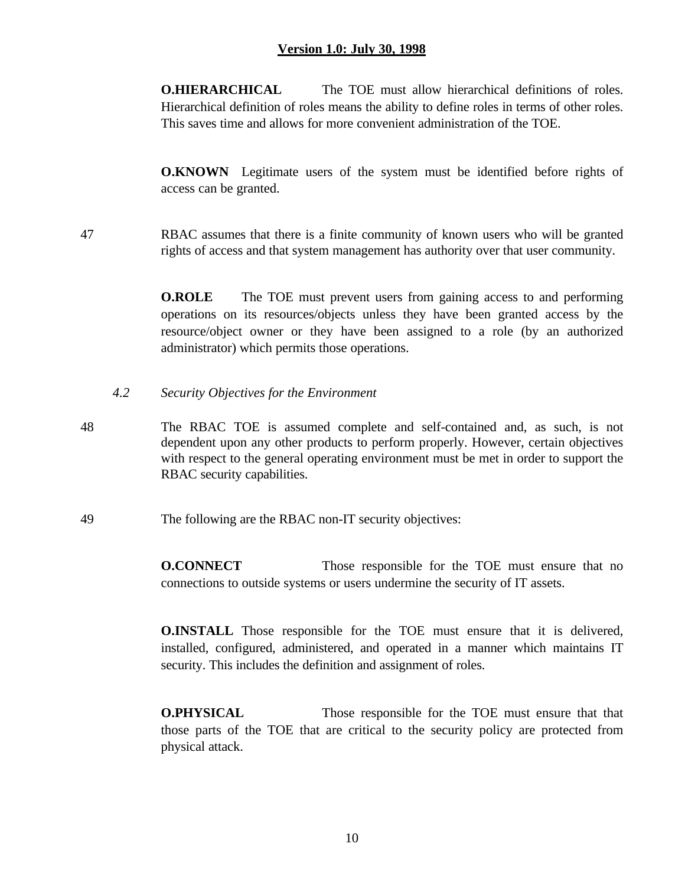**O.HIERARCHICAL** The TOE must allow hierarchical definitions of roles. Hierarchical definition of roles means the ability to define roles in terms of other roles. This saves time and allows for more convenient administration of the TOE.

**O.KNOWN** Legitimate users of the system must be identified before rights of access can be granted.

47 RBAC assumes that there is a finite community of known users who will be granted rights of access and that system management has authority over that user community.

**O.ROLE** The TOE must prevent users from gaining access to and performing operations on its resources/objects unless they have been granted access by the resource/object owner or they have been assigned to a role (by an authorized administrator) which permits those operations.

### *4.2 Security Objectives for the Environment*

48 The RBAC TOE is assumed complete and self-contained and, as such, is not dependent upon any other products to perform properly. However, certain objectives with respect to the general operating environment must be met in order to support the RBAC security capabilities.

49 The following are the RBAC non-IT security objectives:

**O.CONNECT** Those responsible for the TOE must ensure that no connections to outside systems or users undermine the security of IT assets.

**O.INSTALL** Those responsible for the TOE must ensure that it is delivered, installed, configured, administered, and operated in a manner which maintains IT security. This includes the definition and assignment of roles.

**O.PHYSICAL** Those responsible for the TOE must ensure that that those parts of the TOE that are critical to the security policy are protected from physical attack.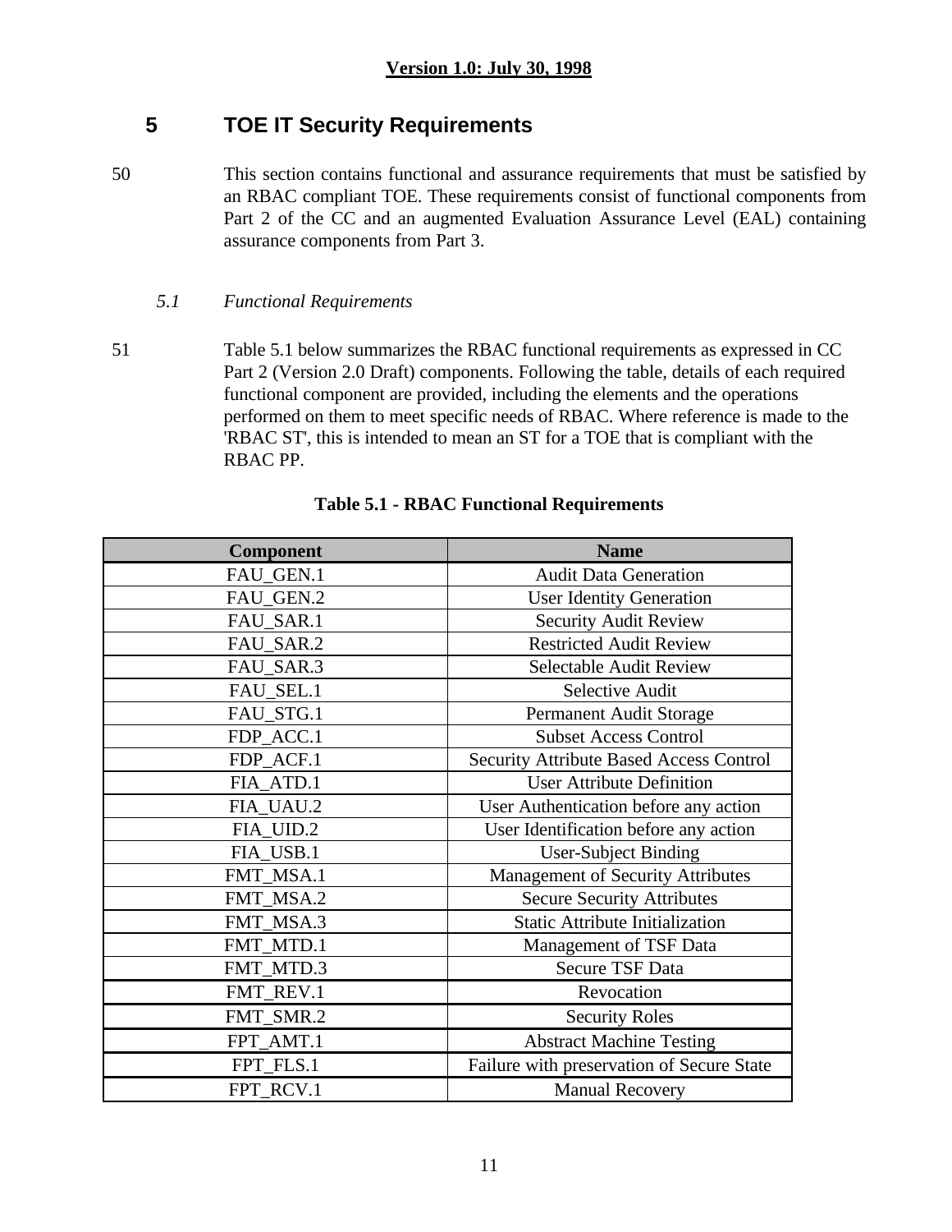# 5 TOE IT Security Requirements

50 This section contains functional and assurance requirements that must be satisfied by an RBAC compliant TOE. These requirements consist of functional components from Part 2 of the CC and an augmented Evaluation Assurance Level (EAL) containing assurance components from Part 3.

## *5.1 Functional Requirements*

51 Table 5.1 below summarizes the RBAC functional requirements as expressed in CC Part 2 (Version 2.0 Draft) components. Following the table, details of each required functional component are provided, including the elements and the operations performed on them to meet specific needs of RBAC. Where reference is made to the 'RBAC ST', this is intended to mean an ST for a TOE that is compliant with the RBAC PP.

**Table 5.1 - RBAC Functional Requirements**

| Component | Name |
|---|---|
| FAU_GEN.1 | Audit Data Generation |
| FAU_GEN.2 | User Identity Generation |
| FAU_SAR.1 | Security Audit Review |
| FAU_SAR.2 | Restricted Audit Review |
| FAU_SAR.3 | Selectable Audit Review |
| FAU_SEL.1 | Selective Audit |
| FAU_STG.1 | Permanent Audit Storage |
| FDP_ACC.1 | Subset Access Control |
| FDP_ACF.1 | Security Attribute Based Access Control |
| FIA_ATD.1 | User Attribute Definition |
| FIA_UAU.2 | User Authentication before any action |
| FIA_UID.2 | User Identification before any action |
| FIA_USB.1 | User-Subject Binding |
| FMT_MSA.1 | Management of Security Attributes |
| FMT_MSA.2 | Secure Security Attributes |
| FMT_MSA.3 | Static Attribute Initialization |
| FMT_MTD.1 | Management of TSF Data |
| FMT_MTD.3 | Secure TSF Data |
| FMT_REV.1 | Revocation |
| FMT_SMR.2 | Security Roles |
| FPT_AMT.1 | Abstract Machine Testing |
| FPT_FLS.1 | Failure with preservation of Secure State |
| FPT_RCV.1 | Manual Recovery |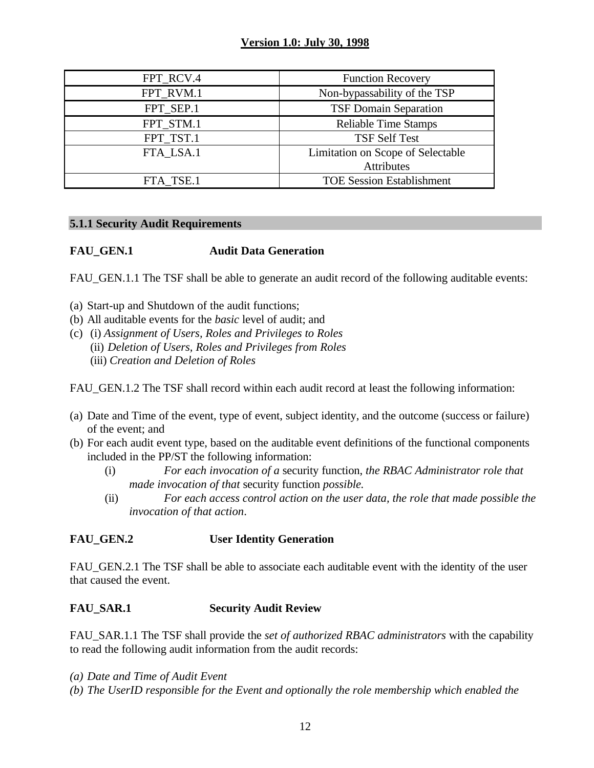| | |
|---|---|
| FPT_RCV.4 | Function Recovery |
| FPT_RVM.1 | Non-bypassability of the TSP |
| FPT_SEP.1 | TSF Domain Separation |
| FPT_STM.1 | Reliable Time Stamps |
| FPT_TST.1 | TSF Self Test |
| FTA_LSA.1 | Limitation on Scope of Selectable Attributes |
| FTA_TSE.1 | TOE Session Establishment |

### 5.1.1 Security Audit Requirements

**FAU_GEN.1 Audit Data Generation**

FAU_GEN.1.1 The TSF shall be able to generate an audit record of the following auditable events:

(a) Start-up and Shutdown of the audit functions;
(b) All auditable events for the *basic* level of audit; and
(c) (i) *Assignment of Users, Roles and Privileges to Roles*
 (ii) *Deletion of Users, Roles and Privileges from Roles*
 (iii) *Creation and Deletion of Roles*

FAU_GEN.1.2 The TSF shall record within each audit record at least the following information:

(a) Date and Time of the event, type of event, subject identity, and the outcome (success or failure) of the event; and
(b) For each audit event type, based on the auditable event definitions of the functional components included in the PP/ST the following information:
 (i) *For each invocation of a* security function, *the RBAC Administrator role that made invocation of that* security function *possible.*
 (ii) *For each access control action on the user data, the role that made possible the invocation of that action*.

**FAU_GEN.2 User Identity Generation**

FAU_GEN.2.1 The TSF shall be able to associate each auditable event with the identity of the user that caused the event.

**FAU_SAR.1 Security Audit Review**

FAU_SAR.1.1 The TSF shall provide the *set of authorized RBAC administrators* with the capability to read the following audit information from the audit records:

*(a) Date and Time of Audit Event*
*(b) The UserID responsible for the Event and optionally the role membership which enabled the*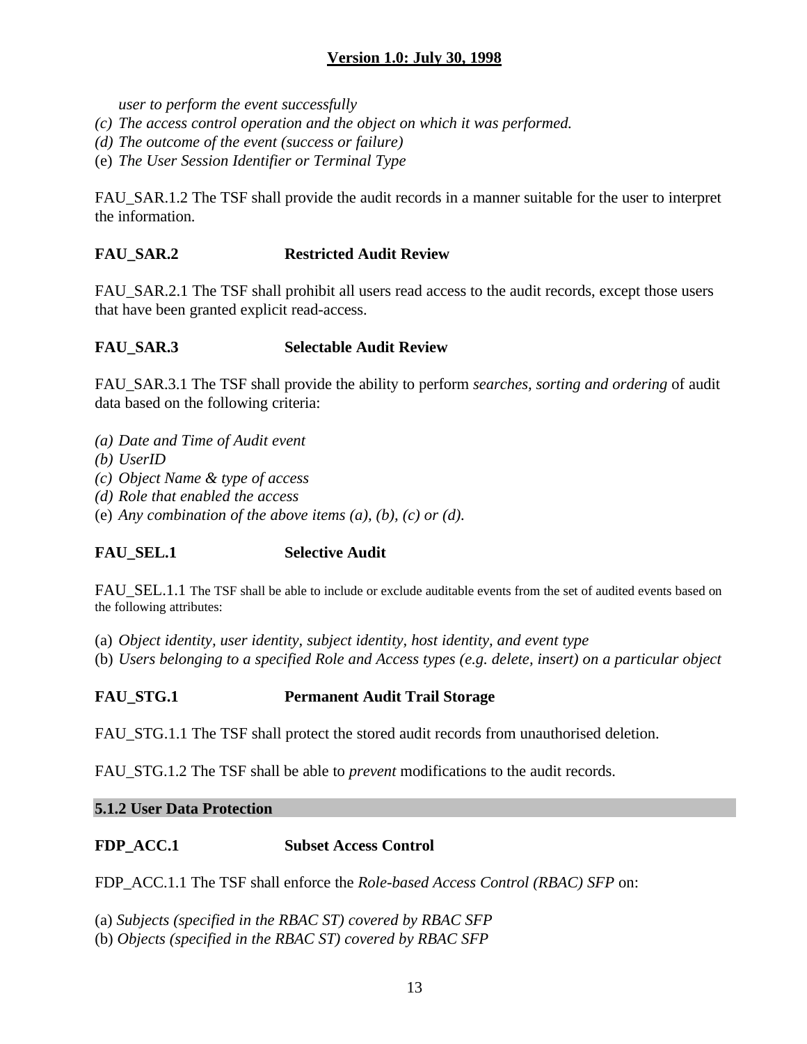*user to perform the event successfully*

(c) *The access control operation and the object on which it was performed.*
(d) *The outcome of the event (success or failure)*
(e) *The User Session Identifier or Terminal Type*

FAU_SAR.1.2 The TSF shall provide the audit records in a manner suitable for the user to interpret the information.

**FAU_SAR.2 Restricted Audit Review**

FAU_SAR.2.1 The TSF shall prohibit all users read access to the audit records, except those users that have been granted explicit read-access.

**FAU_SAR.3 Selectable Audit Review**

FAU_SAR.3.1 The TSF shall provide the ability to perform *searches, sorting and ordering* of audit data based on the following criteria:

(a) *Date and Time of Audit event*
(b) *UserID*
(c) *Object Name & type of access*
(d) *Role that enabled the access*
(e) *Any combination of the above items (a), (b), (c) or (d).*

**FAU_SEL.1 Selective Audit**

FAU_SEL.1.1 The TSF shall be able to include or exclude auditable events from the set of audited events based on the following attributes:

(a) *Object identity, user identity, subject identity, host identity, and event type*
(b) *Users belonging to a specified Role and Access types (e.g. delete, insert) on a particular object*

**FAU_STG.1 Permanent Audit Trail Storage**

FAU_STG.1.1 The TSF shall protect the stored audit records from unauthorised deletion.

FAU_STG.1.2 The TSF shall be able to *prevent* modifications to the audit records.

### 5.1.2 User Data Protection

**FDP_ACC.1 Subset Access Control**

FDP_ACC.1.1 The TSF shall enforce the *Role-based Access Control (RBAC) SFP* on:

(a) *Subjects (specified in the RBAC ST) covered by RBAC SFP*
(b) *Objects (specified in the RBAC ST) covered by RBAC SFP*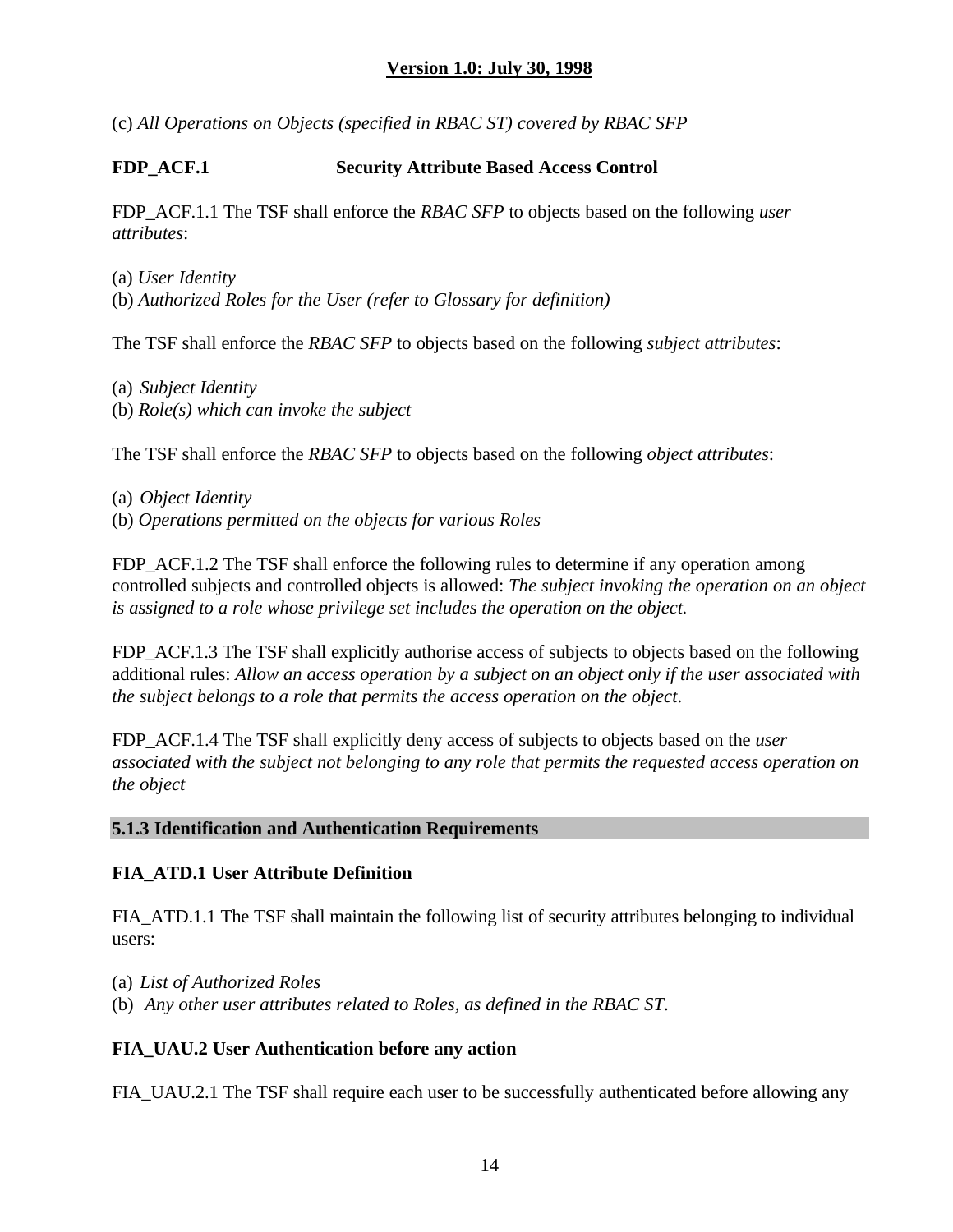(c) *All Operations on Objects (specified in RBAC ST) covered by RBAC SFP*

**FDP_ACF.1 Security Attribute Based Access Control**

FDP_ACF.1.1 The TSF shall enforce the *RBAC SFP* to objects based on the following *user attributes*:

(a) *User Identity*
(b) *Authorized Roles for the User (refer to Glossary for definition)*

The TSF shall enforce the *RBAC SFP* to objects based on the following *subject attributes*:

(a) *Subject Identity*
(b) *Role(s) which can invoke the subject*

The TSF shall enforce the *RBAC SFP* to objects based on the following *object attributes*:

(a) *Object Identity*
(b) *Operations permitted on the objects for various Roles*

FDP_ACF.1.2 The TSF shall enforce the following rules to determine if any operation among controlled subjects and controlled objects is allowed: *The subject invoking the operation on an object is assigned to a role whose privilege set includes the operation on the object.*

FDP_ACF.1.3 The TSF shall explicitly authorise access of subjects to objects based on the following additional rules: *Allow an access operation by a subject on an object only if the user associated with the subject belongs to a role that permits the access operation on the object*.

FDP_ACF.1.4 The TSF shall explicitly deny access of subjects to objects based on the *user associated with the subject not belonging to any role that permits the requested access operation on the object*

### 5.1.3 Identification and Authentication Requirements

**FIA_ATD.1 User Attribute Definition**

FIA_ATD.1.1 The TSF shall maintain the following list of security attributes belonging to individual users:

(a) *List of Authorized Roles*
(b) *Any other user attributes related to Roles, as defined in the RBAC ST*.

**FIA_UAU.2 User Authentication before any action**

FIA_UAU.2.1 The TSF shall require each user to be successfully authenticated before allowing any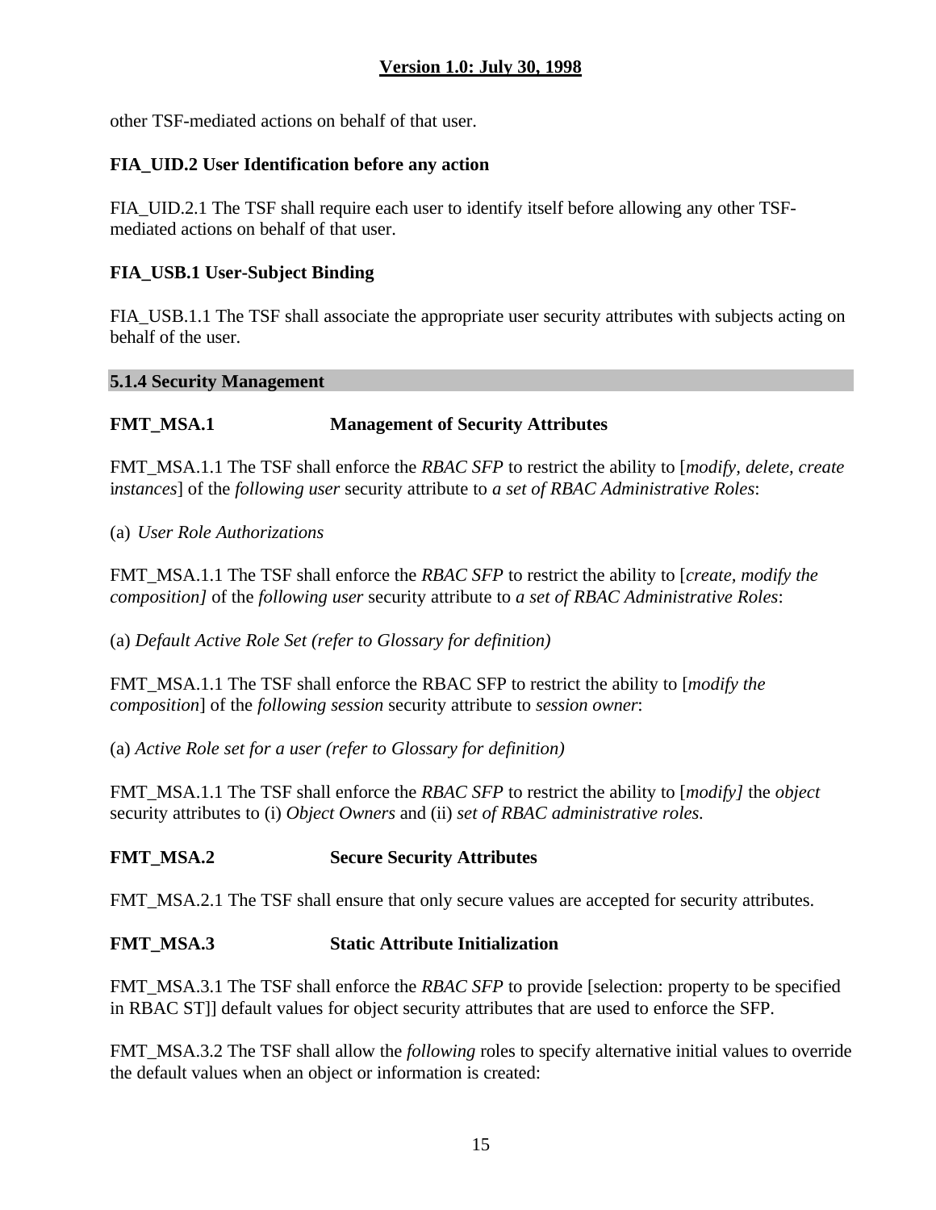other TSF-mediated actions on behalf of that user.

**FIA_UID.2 User Identification before any action**

FIA_UID.2.1 The TSF shall require each user to identify itself before allowing any other TSF-mediated actions on behalf of that user.

**FIA_USB.1 User-Subject Binding**

FIA_USB.1.1 The TSF shall associate the appropriate user security attributes with subjects acting on behalf of the user.

### 5.1.4 Security Management

**FMT_MSA.1 Management of Security Attributes**

FMT_MSA.1.1 The TSF shall enforce the *RBAC SFP* to restrict the ability to [*modify*, *delete*, *create* i*nstances*] of the *following user* security attribute to *a set of RBAC Administrative Roles*:

(a) *User Role Authorizations*

FMT_MSA.1.1 The TSF shall enforce the *RBAC SFP* to restrict the ability to [*create*, *modify the composition]* of the *following user* security attribute to *a set of RBAC Administrative Roles*:

(a) *Default Active Role Set (refer to Glossary for definition)*

FMT_MSA.1.1 The TSF shall enforce the RBAC SFP to restrict the ability to [*modify the composition*] of the *following session* security attribute to *session owner*:

(a) *Active Role set for a user (refer to Glossary for definition)*

FMT_MSA.1.1 The TSF shall enforce the *RBAC SFP* to restrict the ability to [*modify]* the *object* security attributes to (i) *Object Owners* and (ii) *set of RBAC administrative roles.*

**FMT_MSA.2 Secure Security Attributes**

FMT_MSA.2.1 The TSF shall ensure that only secure values are accepted for security attributes.

**FMT_MSA.3 Static Attribute Initialization**

FMT_MSA.3.1 The TSF shall enforce the *RBAC SFP* to provide [selection: property to be specified in RBAC ST]] default values for object security attributes that are used to enforce the SFP.

FMT_MSA.3.2 The TSF shall allow the *following* roles to specify alternative initial values to override the default values when an object or information is created: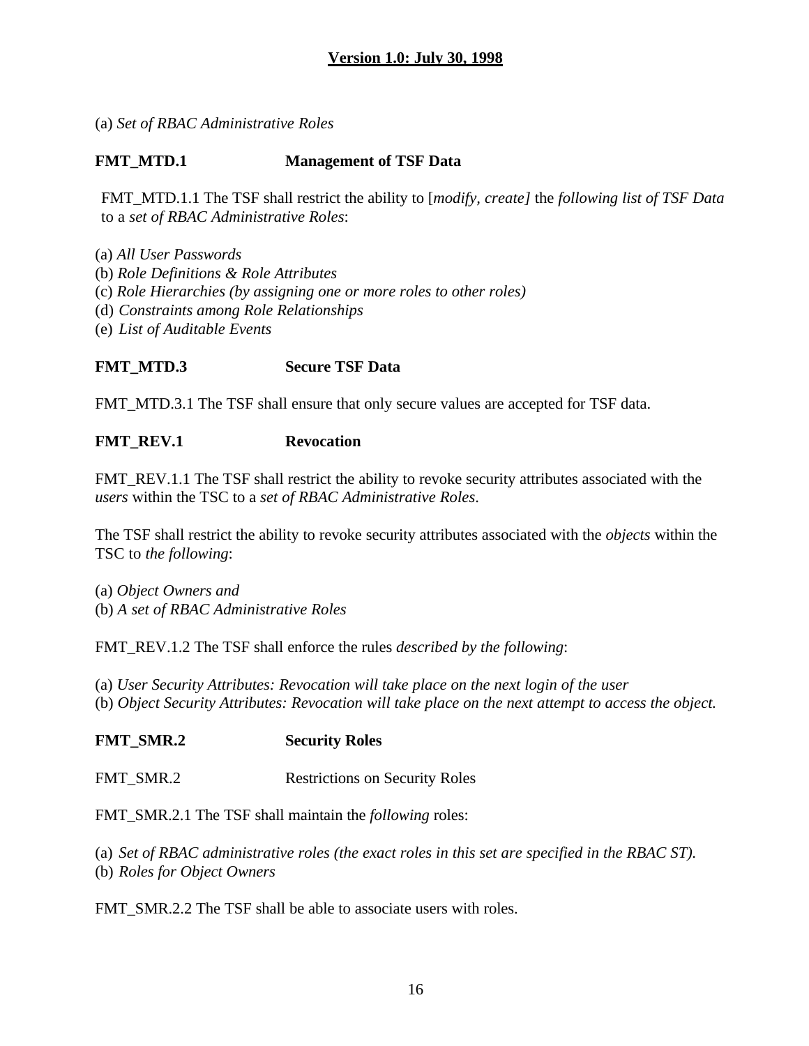(a) *Set of RBAC Administrative Roles*

**FMT_MTD.1 Management of TSF Data**

FMT_MTD.1.1 The TSF shall restrict the ability to [*modify, create]* the *following list of TSF Data* to a *set of RBAC Administrative Roles*:

(a) *All User Passwords*
(b) *Role Definitions & Role Attributes*
(c) *Role Hierarchies (by assigning one or more roles to other roles)*
(d) *Constraints among Role Relationships*
(e) *List of Auditable Events*

**FMT_MTD.3 Secure TSF Data**

FMT_MTD.3.1 The TSF shall ensure that only secure values are accepted for TSF data.

**FMT_REV.1 Revocation**

FMT_REV.1.1 The TSF shall restrict the ability to revoke security attributes associated with the *users* within the TSC to a *set of RBAC Administrative Roles*.

The TSF shall restrict the ability to revoke security attributes associated with the *objects* within the TSC to *the following*:

(a) *Object Owners and*
(b) *A set of RBAC Administrative Roles*

FMT_REV.1.2 The TSF shall enforce the rules *described by the following*:

(a) *User Security Attributes: Revocation will take place on the next login of the user*
(b) *Object Security Attributes: Revocation will take place on the next attempt to access the object.*

**FMT_SMR.2 Security Roles**

FMT_SMR.2 Restrictions on Security Roles

FMT_SMR.2.1 The TSF shall maintain the *following* roles:

(a) *Set of RBAC administrative roles (the exact roles in this set are specified in the RBAC ST).*
(b) *Roles for Object Owners*

FMT_SMR.2.2 The TSF shall be able to associate users with roles.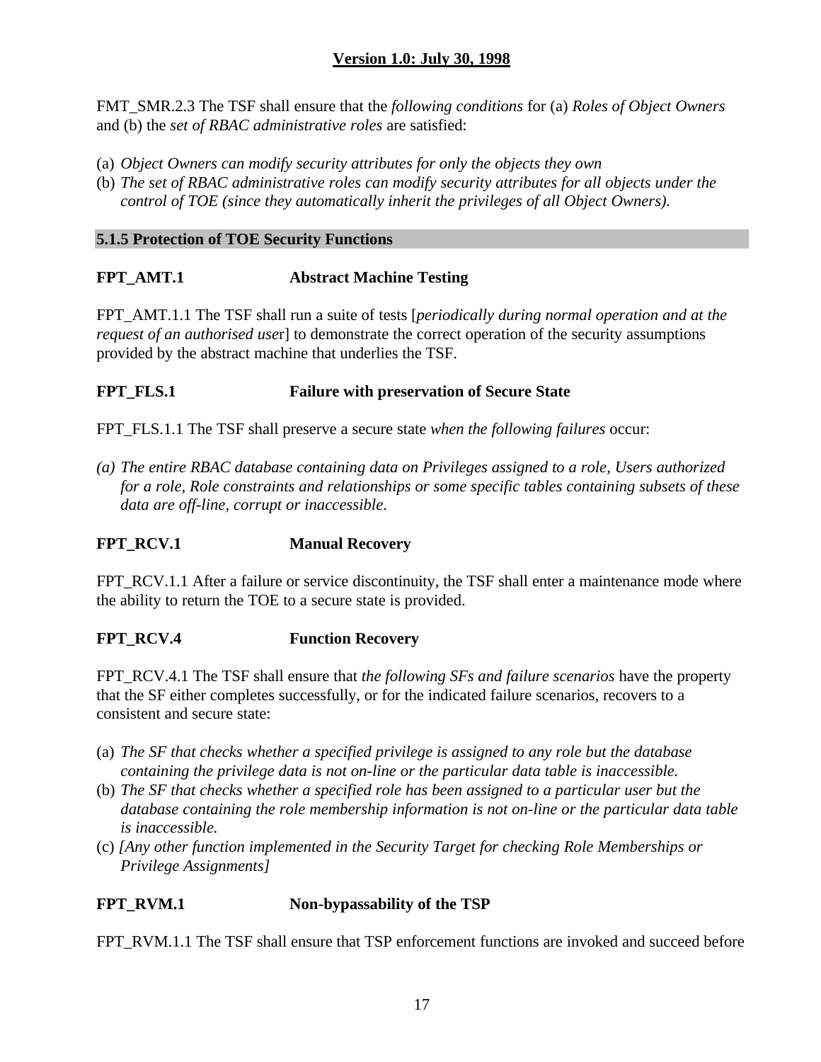FMT_SMR.2.3 The TSF shall ensure that the *following conditions* for (a) *Roles of Object Owners* and (b) the *set of RBAC administrative roles* are satisfied:

(a) *Object Owners can modify security attributes for only the objects they own*
(b) *The set of RBAC administrative roles can modify security attributes for all objects under the control of TOE (since they automatically inherit the privileges of all Object Owners).*

### 5.1.5 Protection of TOE Security Functions

**FPT_AMT.1 Abstract Machine Testing**

FPT_AMT.1.1 The TSF shall run a suite of tests [*periodically during normal operation and at the request of an authorised use*r] to demonstrate the correct operation of the security assumptions provided by the abstract machine that underlies the TSF.

**FPT_FLS.1 Failure with preservation of Secure State**

FPT_FLS.1.1 The TSF shall preserve a secure state *when the following failures* occur:

*(a) The entire RBAC database containing data on Privileges assigned to a role, Users authorized for a role, Role constraints and relationships or some specific tables containing subsets of these data are off-line, corrupt or inaccessible.*

**FPT_RCV.1 Manual Recovery**

FPT_RCV.1.1 After a failure or service discontinuity, the TSF shall enter a maintenance mode where the ability to return the TOE to a secure state is provided.

**FPT_RCV.4 Function Recovery**

FPT_RCV.4.1 The TSF shall ensure that *the following SFs and failure scenarios* have the property that the SF either completes successfully, or for the indicated failure scenarios, recovers to a consistent and secure state:

(a) *The SF that checks whether a specified privilege is assigned to any role but the database containing the privilege data is not on-line or the particular data table is inaccessible.*
(b) *The SF that checks whether a specified role has been assigned to a particular user but the database containing the role membership information is not on-line or the particular data table is inaccessible.*
(c) *[Any other function implemented in the Security Target for checking Role Memberships or Privilege Assignments]*

**FPT_RVM.1 Non-bypassability of the TSP**

FPT_RVM.1.1 The TSF shall ensure that TSP enforcement functions are invoked and succeed before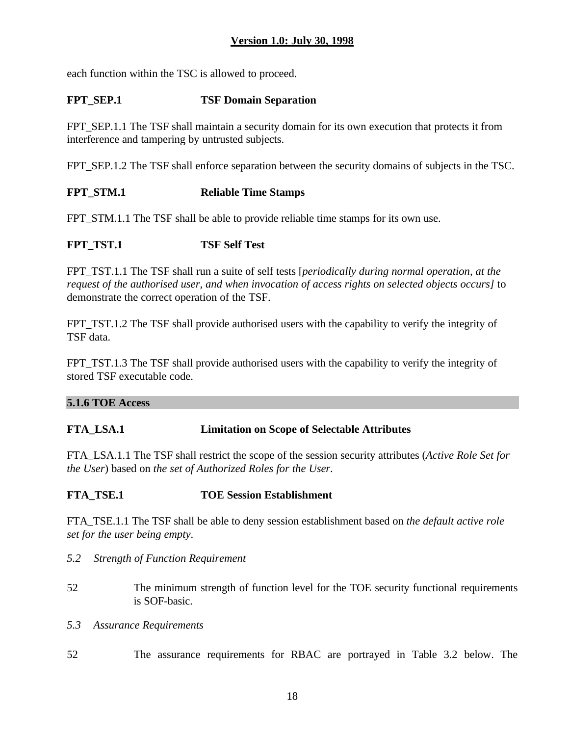each function within the TSC is allowed to proceed.

**FPT_SEP.1 TSF Domain Separation**

FPT_SEP.1.1 The TSF shall maintain a security domain for its own execution that protects it from interference and tampering by untrusted subjects.

FPT_SEP.1.2 The TSF shall enforce separation between the security domains of subjects in the TSC.

**FPT_STM.1 Reliable Time Stamps**

FPT_STM.1.1 The TSF shall be able to provide reliable time stamps for its own use.

**FPT_TST.1 TSF Self Test**

FPT_TST.1.1 The TSF shall run a suite of self tests [*periodically during normal operation, at the request of the authorised user, and when invocation of access rights on selected objects occurs]* to demonstrate the correct operation of the TSF.

FPT_TST.1.2 The TSF shall provide authorised users with the capability to verify the integrity of TSF data.

FPT_TST.1.3 The TSF shall provide authorised users with the capability to verify the integrity of stored TSF executable code.

### 5.1.6 TOE Access

**FTA_LSA.1 Limitation on Scope of Selectable Attributes**

FTA_LSA.1.1 The TSF shall restrict the scope of the session security attributes (*Active Role Set for the User*) based on *the set of Authorized Roles for the User*.

**FTA_TSE.1 TOE Session Establishment**

FTA_TSE.1.1 The TSF shall be able to deny session establishment based on *the default active role set for the user being empty*.

## *5.2 Strength of Function Requirement*

52 The minimum strength of function level for the TOE security functional requirements is SOF-basic.

## *5.3 Assurance Requirements*

52 The assurance requirements for RBAC are portrayed in Table 3.2 below. The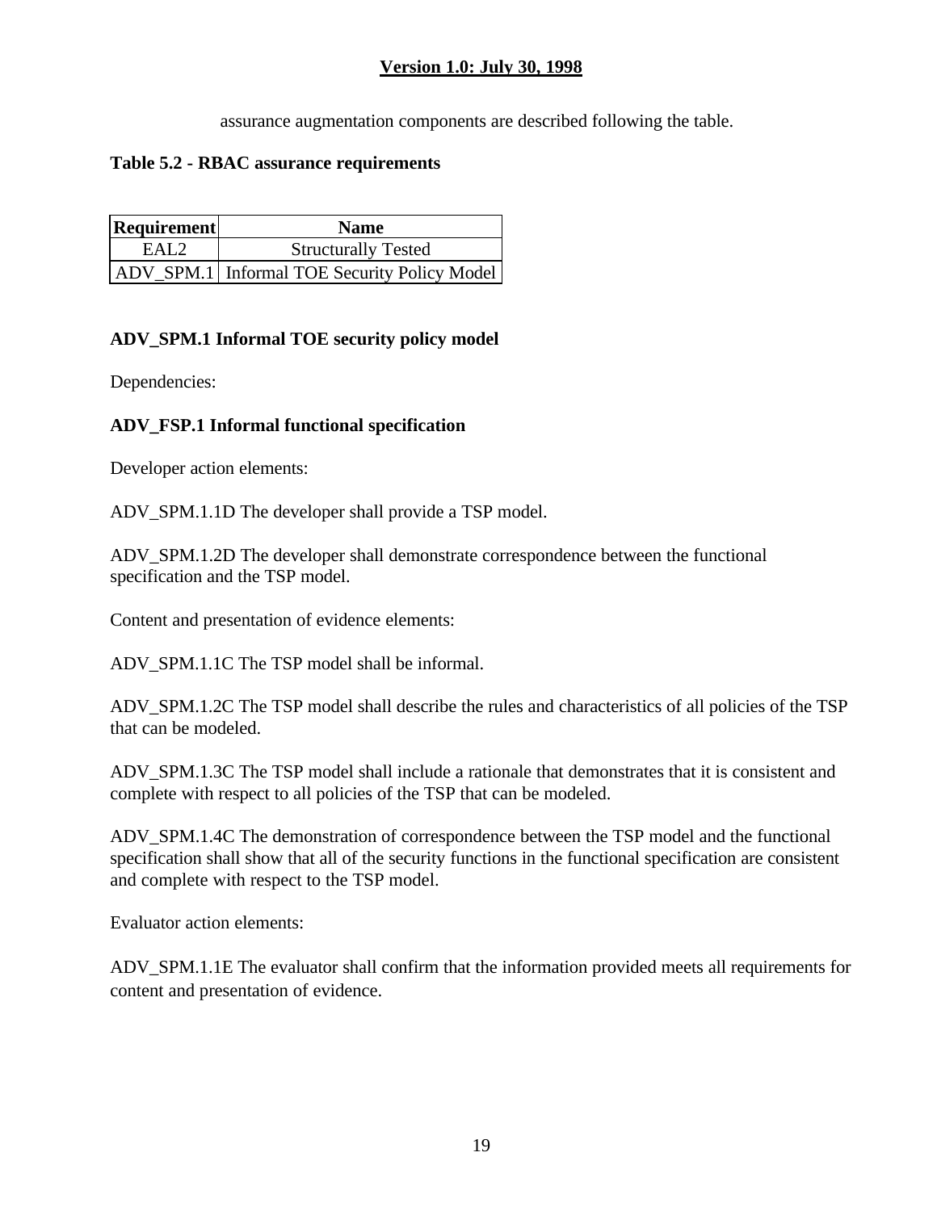assurance augmentation components are described following the table.

**Table 5.2 - RBAC assurance requirements**

| Requirement | Name |
|---|---|
| EAL2 | Structurally Tested |
| ADV_SPM.1 | Informal TOE Security Policy Model |

**ADV_SPM.1 Informal TOE security policy model**

Dependencies:

**ADV_FSP.1 Informal functional specification**

Developer action elements:

ADV_SPM.1.1D The developer shall provide a TSP model.

ADV_SPM.1.2D The developer shall demonstrate correspondence between the functional specification and the TSP model.

Content and presentation of evidence elements:

ADV_SPM.1.1C The TSP model shall be informal.

ADV_SPM.1.2C The TSP model shall describe the rules and characteristics of all policies of the TSP that can be modeled.

ADV_SPM.1.3C The TSP model shall include a rationale that demonstrates that it is consistent and complete with respect to all policies of the TSP that can be modeled.

ADV_SPM.1.4C The demonstration of correspondence between the TSP model and the functional specification shall show that all of the security functions in the functional specification are consistent and complete with respect to the TSP model.

Evaluator action elements:

ADV_SPM.1.1E The evaluator shall confirm that the information provided meets all requirements for content and presentation of evidence.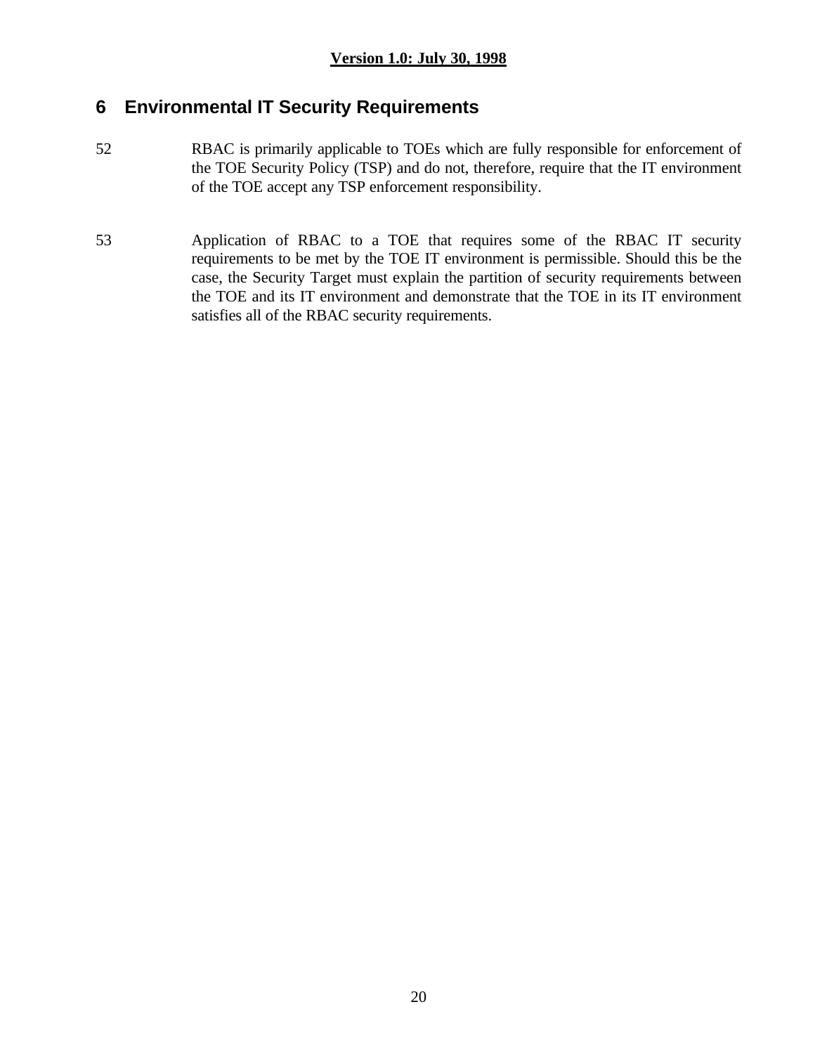# 6 Environmental IT Security Requirements

52 RBAC is primarily applicable to TOEs which are fully responsible for enforcement of the TOE Security Policy (TSP) and do not, therefore, require that the IT environment of the TOE accept any TSP enforcement responsibility.

53 Application of RBAC to a TOE that requires some of the RBAC IT security requirements to be met by the TOE IT environment is permissible. Should this be the case, the Security Target must explain the partition of security requirements between the TOE and its IT environment and demonstrate that the TOE in its IT environment satisfies all of the RBAC security requirements.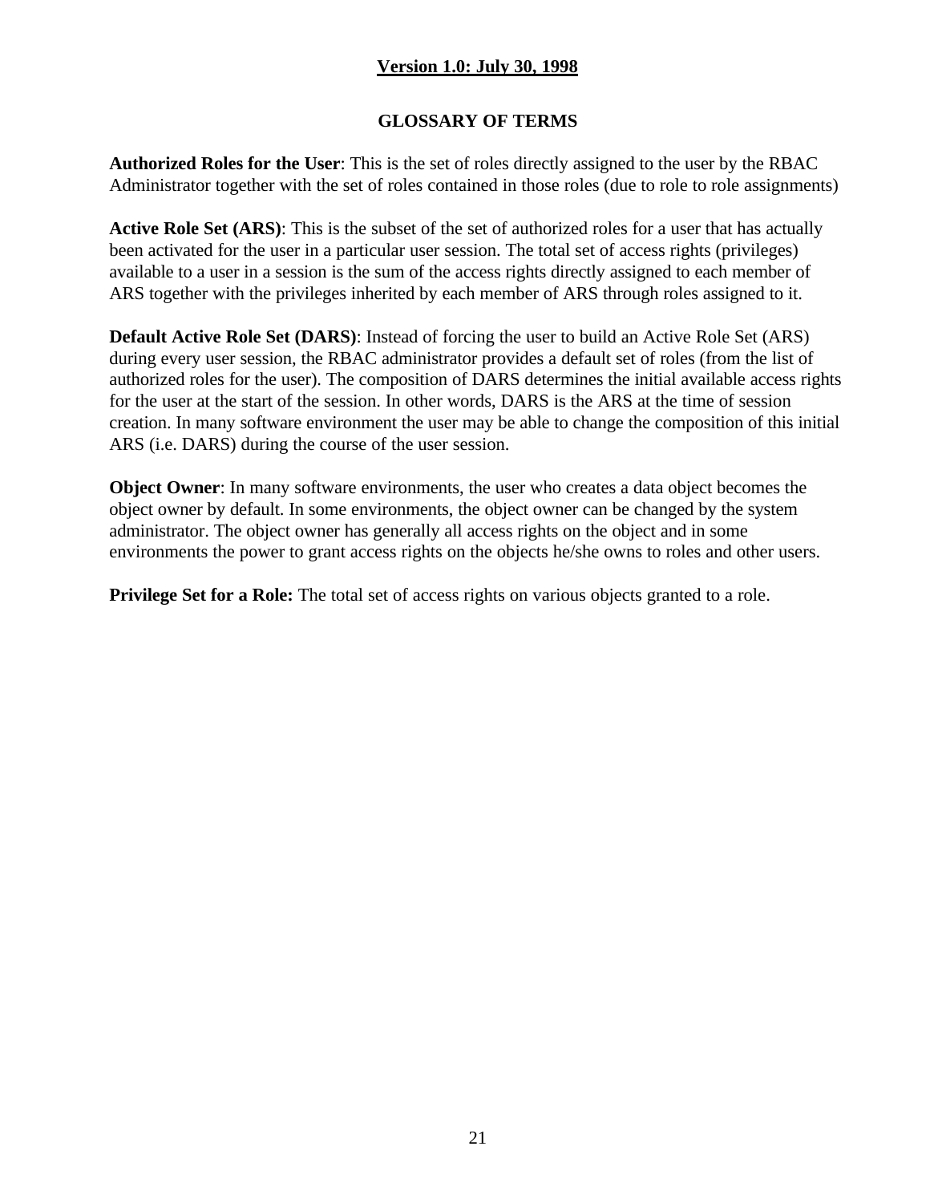## GLOSSARY OF TERMS

**Authorized Roles for the User**: This is the set of roles directly assigned to the user by the RBAC Administrator together with the set of roles contained in those roles (due to role to role assignments)

**Active Role Set (ARS)**: This is the subset of the set of authorized roles for a user that has actually been activated for the user in a particular user session. The total set of access rights (privileges) available to a user in a session is the sum of the access rights directly assigned to each member of ARS together with the privileges inherited by each member of ARS through roles assigned to it.

**Default Active Role Set (DARS)**: Instead of forcing the user to build an Active Role Set (ARS) during every user session, the RBAC administrator provides a default set of roles (from the list of authorized roles for the user). The composition of DARS determines the initial available access rights for the user at the start of the session. In other words, DARS is the ARS at the time of session creation. In many software environment the user may be able to change the composition of this initial ARS (i.e. DARS) during the course of the user session.

**Object Owner**: In many software environments, the user who creates a data object becomes the object owner by default. In some environments, the object owner can be changed by the system administrator. The object owner has generally all access rights on the object and in some environments the power to grant access rights on the objects he/she owns to roles and other users.

**Privilege Set for a Role:** The total set of access rights on various objects granted to a role.